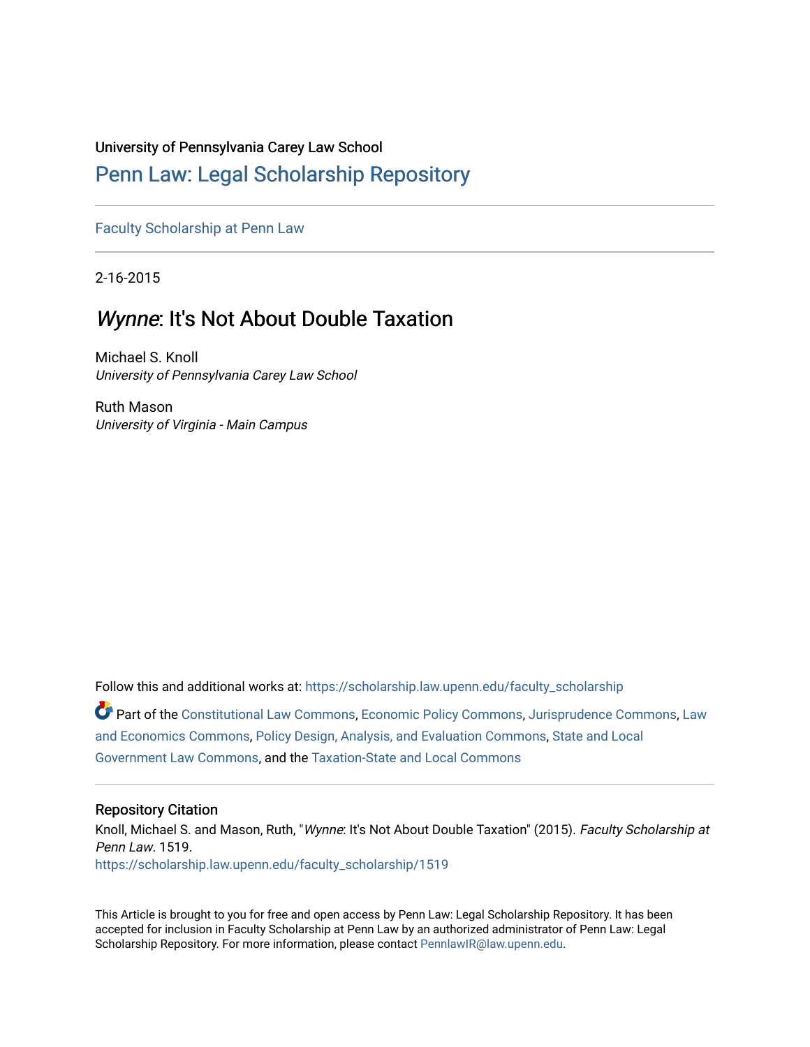University of Pennsylvania Carey Law School

# Penn Law: Legal Scholarship Repository

Faculty Scholarship at Penn Law

2-16-2015

## *Wynne*: It's Not About Double Taxation

Michael S. Knoll
*University of Pennsylvania Carey Law School*

Ruth Mason
*University of Virginia - Main Campus*

Follow this and additional works at: https://scholarship.law.upenn.edu/faculty_scholarship

Part of the Constitutional Law Commons, Economic Policy Commons, Jurisprudence Commons, Law and Economics Commons, Policy Design, Analysis, and Evaluation Commons, State and Local Government Law Commons, and the Taxation-State and Local Commons

### Repository Citation

Knoll, Michael S. and Mason, Ruth, "*Wynne*: It's Not About Double Taxation" (2015). *Faculty Scholarship at Penn Law*. 1519.
https://scholarship.law.upenn.edu/faculty_scholarship/1519

This Article is brought to you for free and open access by Penn Law: Legal Scholarship Repository. It has been accepted for inclusion in Faculty Scholarship at Penn Law by an authorized administrator of Penn Law: Legal Scholarship Repository. For more information, please contact PennlawIR@law.upenn.edu.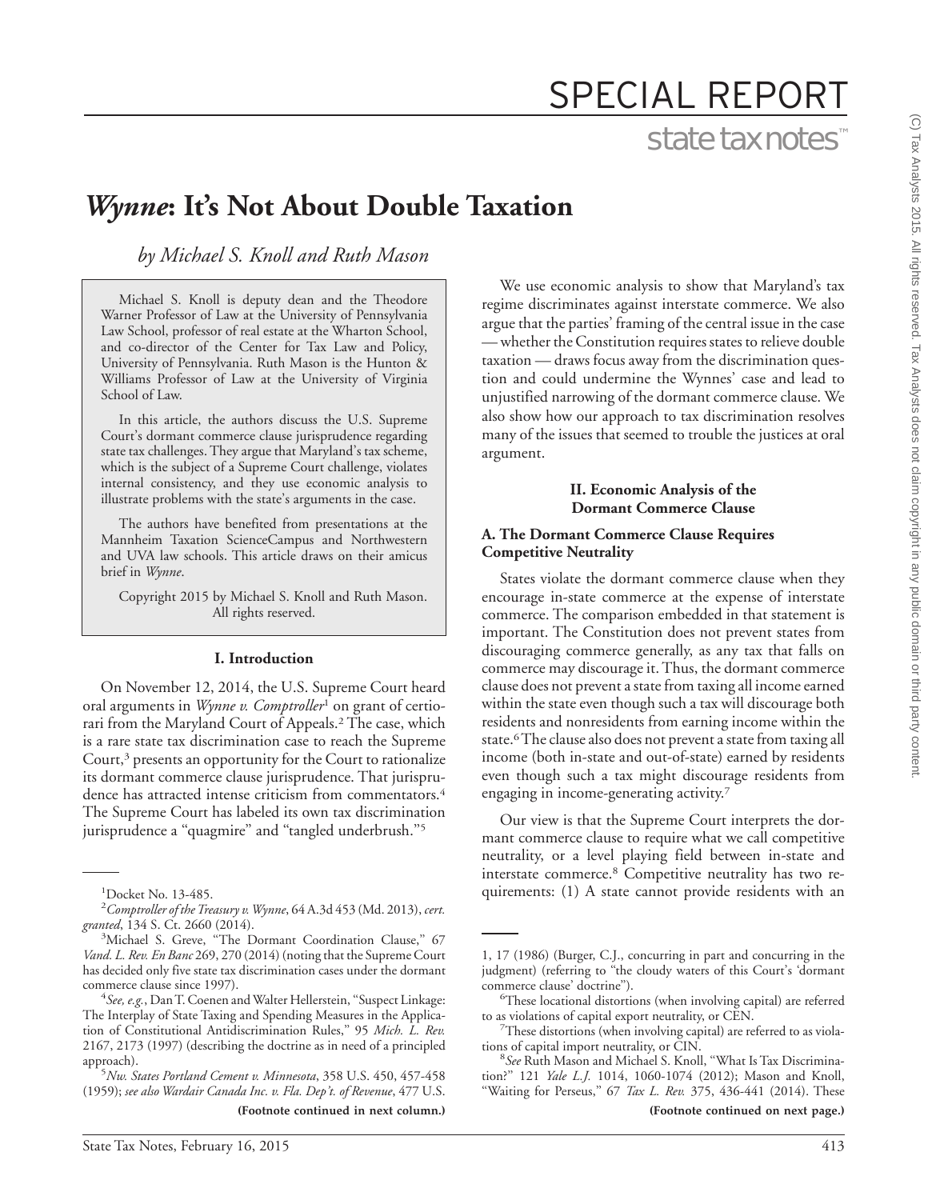# *Wynne*: It's Not About Double Taxation

*by Michael S. Knoll and Ruth Mason*

Michael S. Knoll is deputy dean and the Theodore Warner Professor of Law at the University of Pennsylvania Law School, professor of real estate at the Wharton School, and co-director of the Center for Tax Law and Policy, University of Pennsylvania. Ruth Mason is the Hunton & Williams Professor of Law at the University of Virginia School of Law.

In this article, the authors discuss the U.S. Supreme Court's dormant commerce clause jurisprudence regarding state tax challenges. They argue that Maryland's tax scheme, which is the subject of a Supreme Court challenge, violates internal consistency, and they use economic analysis to illustrate problems with the state's arguments in the case.

The authors have benefited from presentations at the Mannheim Taxation ScienceCampus and Northwestern and UVA law schools. This article draws on their amicus brief in *Wynne*.

Copyright 2015 by Michael S. Knoll and Ruth Mason. All rights reserved.

## I. Introduction

On November 12, 2014, the U.S. Supreme Court heard oral arguments in *Wynne v. Comptroller*[1] on grant of certiorari from the Maryland Court of Appeals.[2] The case, which is a rare state tax discrimination case to reach the Supreme Court,[3] presents an opportunity for the Court to rationalize its dormant commerce clause jurisprudence. That jurisprudence has attracted intense criticism from commentators.[4] The Supreme Court has labeled its own tax discrimination jurisprudence a "quagmire" and "tangled underbrush."[5]

We use economic analysis to show that Maryland's tax regime discriminates against interstate commerce. We also argue that the parties' framing of the central issue in the case — whether the Constitution requires states to relieve double taxation — draws focus away from the discrimination question and could undermine the Wynnes' case and lead to unjustified narrowing of the dormant commerce clause. We also show how our approach to tax discrimination resolves many of the issues that seemed to trouble the justices at oral argument.

## II. Economic Analysis of the Dormant Commerce Clause

### A. The Dormant Commerce Clause Requires Competitive Neutrality

States violate the dormant commerce clause when they encourage in-state commerce at the expense of interstate commerce. The comparison embedded in that statement is important. The Constitution does not prevent states from discouraging commerce generally, as any tax that falls on commerce may discourage it. Thus, the dormant commerce clause does not prevent a state from taxing all income earned within the state even though such a tax will discourage both residents and nonresidents from earning income within the state.[6] The clause also does not prevent a state from taxing all income (both in-state and out-of-state) earned by residents even though such a tax might discourage residents from engaging in income-generating activity.[7]

Our view is that the Supreme Court interprets the dormant commerce clause to require what we call competitive neutrality, or a level playing field between in-state and interstate commerce.[8] Competitive neutrality has two requirements: (1) A state cannot provide residents with an

---

[1] Docket No. 13-485.

[2] *Comptroller of the Treasury v. Wynne*, 64 A.3d 453 (Md. 2013), *cert. granted*, 134 S. Ct. 2660 (2014).

[3] Michael S. Greve, "The Dormant Coordination Clause," 67 *Vand. L. Rev. En Banc* 269, 270 (2014) (noting that the Supreme Court has decided only five state tax discrimination cases under the dormant commerce clause since 1997).

[4] *See, e.g.*, Dan T. Coenen and Walter Hellerstein, "Suspect Linkage: The Interplay of State Taxing and Spending Measures in the Application of Constitutional Antidiscrimination Rules," 95 *Mich. L. Rev.* 2167, 2173 (1997) (describing the doctrine as in need of a principled approach).

[5] *Nw. States Portland Cement v. Minnesota*, 358 U.S. 450, 457-458 (1959); *see also Wardair Canada Inc. v. Fla. Dep't. of Revenue*, 477 U.S. 1, 17 (1986) (Burger, C.J., concurring in part and concurring in the judgment) (referring to "the cloudy waters of this Court's 'dormant commerce clause' doctrine").

[6] These locational distortions (when involving capital) are referred to as violations of capital export neutrality, or CEN.

[7] These distortions (when involving capital) are referred to as violations of capital import neutrality, or CIN.

[8] *See* Ruth Mason and Michael S. Knoll, "What Is Tax Discrimination?" 121 *Yale L.J.* 1014, 1060-1074 (2012); Mason and Knoll, "Waiting for Perseus," 67 *Tax L. Rev.* 375, 436-441 (2014). These

**(Footnote continued on next page.)**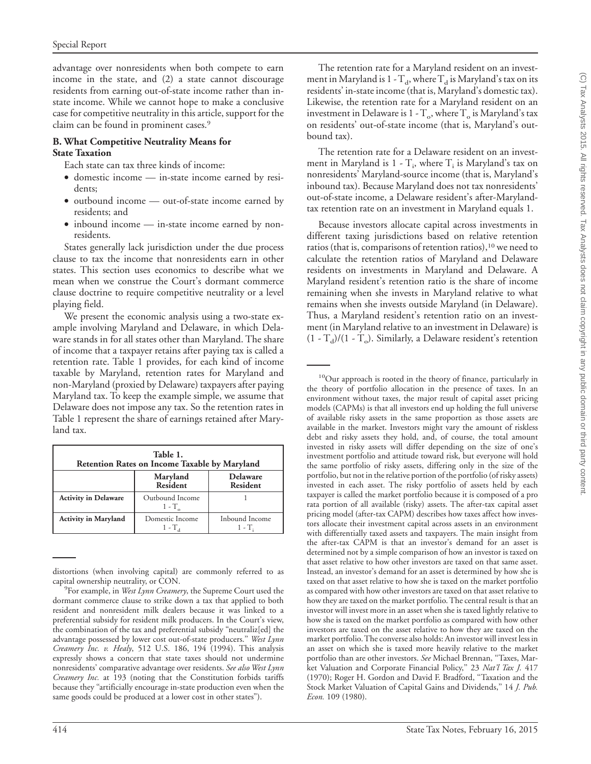advantage over nonresidents when both compete to earn income in the state, and (2) a state cannot discourage residents from earning out-of-state income rather than in-state income. While we cannot hope to make a conclusive case for competitive neutrality in this article, support for the claim can be found in prominent cases.[9]

### B. What Competitive Neutrality Means for State Taxation

Each state can tax three kinds of income:

- domestic income — in-state income earned by residents;
- outbound income — out-of-state income earned by residents; and
- inbound income — in-state income earned by nonresidents.

States generally lack jurisdiction under the due process clause to tax the income that nonresidents earn in other states. This section uses economics to describe what we mean when we construe the Court's dormant commerce clause doctrine to require competitive neutrality or a level playing field.

We present the economic analysis using a two-state example involving Maryland and Delaware, in which Delaware stands in for all states other than Maryland. The share of income that a taxpayer retains after paying tax is called a retention rate. Table 1 provides, for each kind of income taxable by Maryland, retention rates for Maryland and non-Maryland (proxied by Delaware) taxpayers after paying Maryland tax. To keep the example simple, we assume that Delaware does not impose any tax. So the retention rates in Table 1 represent the share of earnings retained after Maryland tax.

**Table 1. Retention Rates on Income Taxable by Maryland**

| | Maryland Resident | Delaware Resident |
|---|---|---|
| **Activity in Delaware** | Outbound Income $1 - T_o$ | 1 |
| **Activity in Maryland** | Domestic Income $1 - T_d$ | Inbound Income $1 - T_i$ |

The retention rate for a Maryland resident on an investment in Maryland is $1 - T_d$, where $T_d$ is Maryland's tax on its residents' in-state income (that is, Maryland's domestic tax). Likewise, the retention rate for a Maryland resident on an investment in Delaware is $1 - T_o$, where $T_o$ is Maryland's tax on residents' out-of-state income (that is, Maryland's outbound tax).

The retention rate for a Delaware resident on an investment in Maryland is $1 - T_i$, where $T_i$ is Maryland's tax on nonresidents' Maryland-source income (that is, Maryland's inbound tax). Because Maryland does not tax nonresidents' out-of-state income, a Delaware resident's after-Maryland-tax retention rate on an investment in Maryland equals 1.

Because investors allocate capital across investments in different taxing jurisdictions based on relative retention ratios (that is, comparisons of retention ratios),[10] we need to calculate the retention ratios of Maryland and Delaware residents on investments in Maryland and Delaware. A Maryland resident's retention ratio is the share of income remaining when she invests in Maryland relative to what remains when she invests outside Maryland (in Delaware). Thus, a Maryland resident's retention ratio on an investment (in Maryland relative to an investment in Delaware) is $(1 - T_d)/(1 - T_o)$. Similarly, a Delaware resident's retention

---

distortions (when involving capital) are commonly referred to as capital ownership neutrality, or CON.

[9]For example, in *West Lynn Creamery*, the Supreme Court used the dormant commerce clause to strike down a tax that applied to both resident and nonresident milk dealers because it was linked to a preferential subsidy for resident milk producers. In the Court's view, the combination of the tax and preferential subsidy "neutraliz[ed] the advantage possessed by lower cost out-of-state producers." *West Lynn Creamery Inc. v. Healy*, 512 U.S. 186, 194 (1994). This analysis expressly shows a concern that state taxes should not undermine nonresidents' comparative advantage over residents. *See also West Lynn Creamery Inc.* at 193 (noting that the Constitution forbids tariffs because they "artificially encourage in-state production even when the same goods could be produced at a lower cost in other states").

[10]Our approach is rooted in the theory of finance, particularly in the theory of portfolio allocation in the presence of taxes. In an environment without taxes, the major result of capital asset pricing models (CAPMs) is that all investors end up holding the full universe of available risky assets in the same proportion as those assets are available in the market. Investors might vary the amount of riskless debt and risky assets they hold, and, of course, the total amount invested in risky assets will differ depending on the size of one's investment portfolio and attitude toward risk, but everyone will hold the same portfolio of risky assets, differing only in the size of the portfolio, but not in the relative portion of the portfolio (of risky assets) invested in each asset. The risky portfolio of assets held by each taxpayer is called the market portfolio because it is composed of a pro rata portion of all available (risky) assets. The after-tax capital asset pricing model (after-tax CAPM) describes how taxes affect how investors allocate their investment capital across assets in an environment with differentially taxed assets and taxpayers. The main insight from the after-tax CAPM is that an investor's demand for an asset is determined not by a simple comparison of how an investor is taxed on that asset relative to how other investors are taxed on that same asset. Instead, an investor's demand for an asset is determined by how she is taxed on that asset relative to how she is taxed on the market portfolio as compared with how other investors are taxed on that asset relative to how they are taxed on the market portfolio. The central result is that an investor will invest more in an asset when she is taxed lightly relative to how she is taxed on the market portfolio as compared with how other investors are taxed on the asset relative to how they are taxed on the market portfolio. The converse also holds: An investor will invest less in an asset on which she is taxed more heavily relative to the market portfolio than are other investors. *See* Michael Brennan, "Taxes, Market Valuation and Corporate Financial Policy," 23 *Nat'l Tax J.* 417 (1970); Roger H. Gordon and David F. Bradford, "Taxation and the Stock Market Valuation of Capital Gains and Dividends," 14 *J. Pub. Econ.* 109 (1980).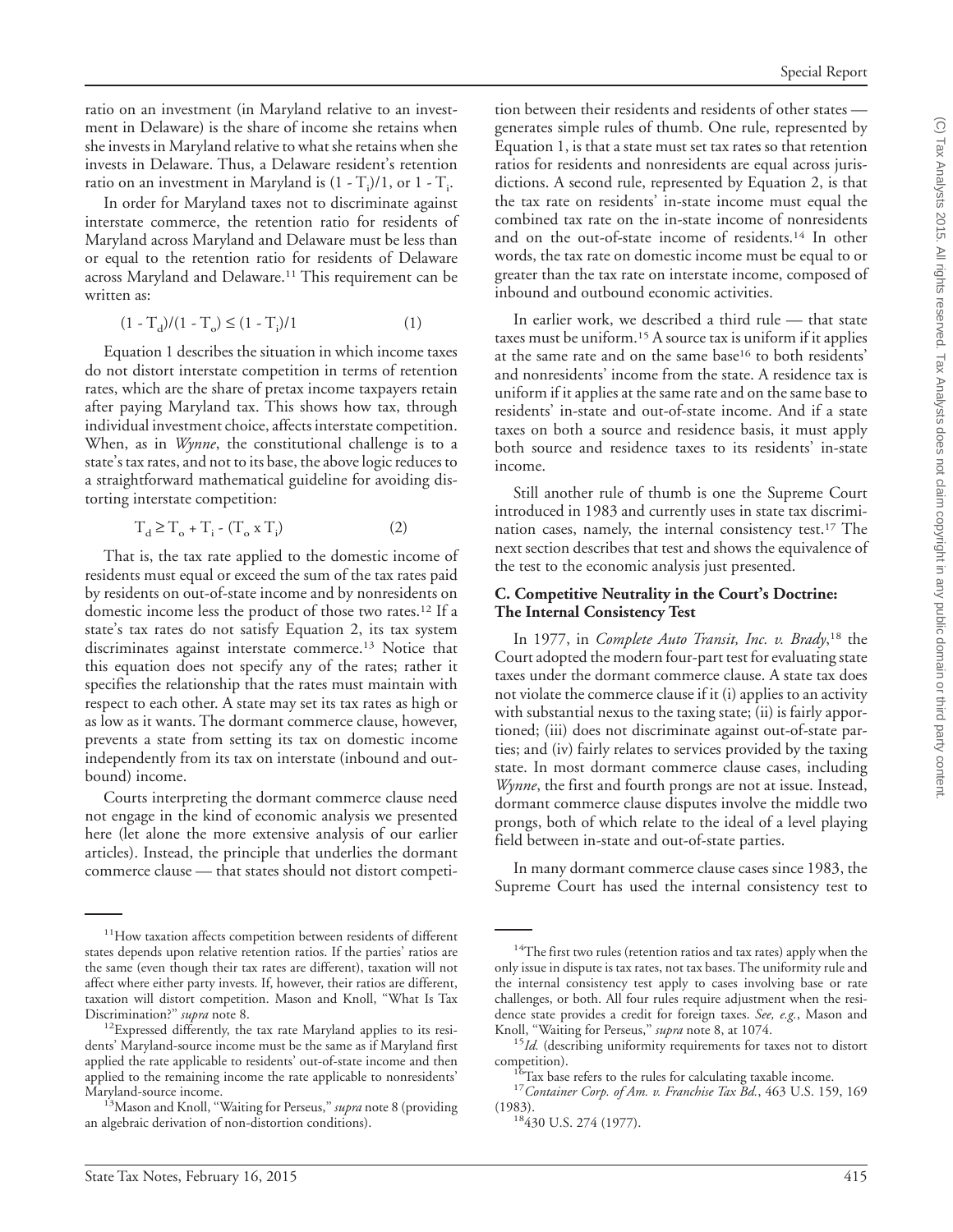ratio on an investment (in Maryland relative to an investment in Delaware) is the share of income she retains when she invests in Maryland relative to what she retains when she invests in Delaware. Thus, a Delaware resident's retention ratio on an investment in Maryland is $(1 - T_i)/1$, or $1 - T_i$.

In order for Maryland taxes not to discriminate against interstate commerce, the retention ratio for residents of Maryland across Maryland and Delaware must be less than or equal to the retention ratio for residents of Delaware across Maryland and Delaware.[11] This requirement can be written as:

$$(1 - T_d)/(1 - T_o) \leq (1 - T_i)/1 \qquad (1)$$

Equation 1 describes the situation in which income taxes do not distort interstate competition in terms of retention rates, which are the share of pretax income taxpayers retain after paying Maryland tax. This shows how tax, through individual investment choice, affects interstate competition. When, as in *Wynne*, the constitutional challenge is to a state's tax rates, and not to its base, the above logic reduces to a straightforward mathematical guideline for avoiding distorting interstate competition:

$$T_d \geq T_o + T_i - (T_o \times T_i) \qquad (2)$$

That is, the tax rate applied to the domestic income of residents must equal or exceed the sum of the tax rates paid by residents on out-of-state income and by nonresidents on domestic income less the product of those two rates.[12] If a state's tax rates do not satisfy Equation 2, its tax system discriminates against interstate commerce.[13] Notice that this equation does not specify any of the rates; rather it specifies the relationship that the rates must maintain with respect to each other. A state may set its tax rates as high or as low as it wants. The dormant commerce clause, however, prevents a state from setting its tax on domestic income independently from its tax on interstate (inbound and outbound) income.

Courts interpreting the dormant commerce clause need not engage in the kind of economic analysis we presented here (let alone the more extensive analysis of our earlier articles). Instead, the principle that underlies the dormant commerce clause — that states should not distort competition between their residents and residents of other states — generates simple rules of thumb. One rule, represented by Equation 1, is that a state must set tax rates so that retention ratios for residents and nonresidents are equal across jurisdictions. A second rule, represented by Equation 2, is that the tax rate on residents' in-state income must equal the combined tax rate on the in-state income of nonresidents and on the out-of-state income of residents.[14] In other words, the tax rate on domestic income must be equal to or greater than the tax rate on interstate income, composed of inbound and outbound economic activities.

In earlier work, we described a third rule — that state taxes must be uniform.[15] A source tax is uniform if it applies at the same rate and on the same base[16] to both residents' and nonresidents' income from the state. A residence tax is uniform if it applies at the same rate and on the same base to residents' in-state and out-of-state income. And if a state taxes on both a source and residence basis, it must apply both source and residence taxes to its residents' in-state income.

Still another rule of thumb is one the Supreme Court introduced in 1983 and currently uses in state tax discrimination cases, namely, the internal consistency test.[17] The next section describes that test and shows the equivalence of the test to the economic analysis just presented.

### C. Competitive Neutrality in the Court's Doctrine: The Internal Consistency Test

In 1977, in *Complete Auto Transit, Inc. v. Brady*,[18] the Court adopted the modern four-part test for evaluating state taxes under the dormant commerce clause. A state tax does not violate the commerce clause if it (i) applies to an activity with substantial nexus to the taxing state; (ii) is fairly apportioned; (iii) does not discriminate against out-of-state parties; and (iv) fairly relates to services provided by the taxing state. In most dormant commerce clause cases, including *Wynne*, the first and fourth prongs are not at issue. Instead, dormant commerce clause disputes involve the middle two prongs, both of which relate to the ideal of a level playing field between in-state and out-of-state parties.

In many dormant commerce clause cases since 1983, the Supreme Court has used the internal consistency test to

---

[11] How taxation affects competition between residents of different states depends upon relative retention ratios. If the parties' ratios are the same (even though their tax rates are different), taxation will not affect where either party invests. If, however, their ratios are different, taxation will distort competition. Mason and Knoll, "What Is Tax Discrimination?" *supra* note 8.

[12] Expressed differently, the tax rate Maryland applies to its residents' Maryland-source income must be the same as if Maryland first applied the rate applicable to residents' out-of-state income and then applied to the remaining income the rate applicable to nonresidents' Maryland-source income.

[13] Mason and Knoll, "Waiting for Perseus," *supra* note 8 (providing an algebraic derivation of non-distortion conditions).

[14] The first two rules (retention ratios and tax rates) apply when the only issue in dispute is tax rates, not tax bases. The uniformity rule and the internal consistency test apply to cases involving base or rate challenges, or both. All four rules require adjustment when the residence state provides a credit for foreign taxes. *See, e.g.*, Mason and Knoll, "Waiting for Perseus," *supra* note 8, at 1074.

[15] *Id.* (describing uniformity requirements for taxes not to distort competition).

[16] Tax base refers to the rules for calculating taxable income.

[17] *Container Corp. of Am. v. Franchise Tax Bd.*, 463 U.S. 159, 169 (1983).

[18] 430 U.S. 274 (1977).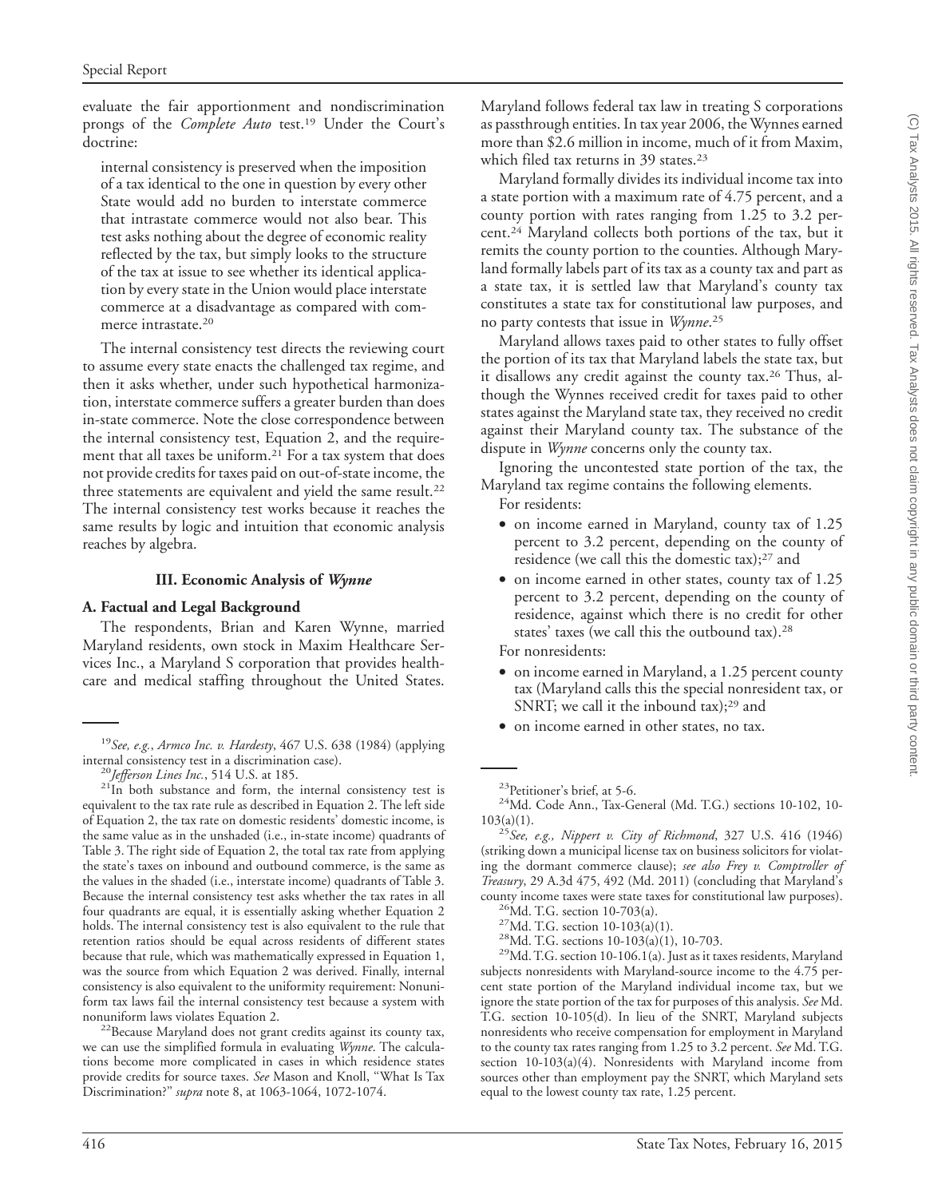evaluate the fair apportionment and nondiscrimination prongs of the *Complete Auto* test.[19] Under the Court's doctrine:

> internal consistency is preserved when the imposition of a tax identical to the one in question by every other State would add no burden to interstate commerce that intrastate commerce would not also bear. This test asks nothing about the degree of economic reality reflected by the tax, but simply looks to the structure of the tax at issue to see whether its identical application by every state in the Union would place interstate commerce at a disadvantage as compared with commerce intrastate.[20]

The internal consistency test directs the reviewing court to assume every state enacts the challenged tax regime, and then it asks whether, under such hypothetical harmonization, interstate commerce suffers a greater burden than does in-state commerce. Note the close correspondence between the internal consistency test, Equation 2, and the requirement that all taxes be uniform.[21] For a tax system that does not provide credits for taxes paid on out-of-state income, the three statements are equivalent and yield the same result.[22] The internal consistency test works because it reaches the same results by logic and intuition that economic analysis reaches by algebra.

## III. Economic Analysis of *Wynne*

### A. Factual and Legal Background

The respondents, Brian and Karen Wynne, married Maryland residents, own stock in Maxim Healthcare Services Inc., a Maryland S corporation that provides healthcare and medical staffing throughout the United States. Maryland follows federal tax law in treating S corporations as passthrough entities. In tax year 2006, the Wynnes earned more than $2.6 million in income, much of it from Maxim, which filed tax returns in 39 states.[23]

Maryland formally divides its individual income tax into a state portion with a maximum rate of 4.75 percent, and a county portion with rates ranging from 1.25 to 3.2 percent.[24] Maryland collects both portions of the tax, but it remits the county portion to the counties. Although Maryland formally labels part of its tax as a county tax and part as a state tax, it is settled law that Maryland's county tax constitutes a state tax for constitutional law purposes, and no party contests that issue in *Wynne*.[25]

Maryland allows taxes paid to other states to fully offset the portion of its tax that Maryland labels the state tax, but it disallows any credit against the county tax.[26] Thus, although the Wynnes received credit for taxes paid to other states against the Maryland state tax, they received no credit against their Maryland county tax. The substance of the dispute in *Wynne* concerns only the county tax.

Ignoring the uncontested state portion of the tax, the Maryland tax regime contains the following elements.

For residents:

- on income earned in Maryland, county tax of 1.25 percent to 3.2 percent, depending on the county of residence (we call this the domestic tax);[27] and
- on income earned in other states, county tax of 1.25 percent to 3.2 percent, depending on the county of residence, against which there is no credit for other states' taxes (we call this the outbound tax).[28]

For nonresidents:

- on income earned in Maryland, a 1.25 percent county tax (Maryland calls this the special nonresident tax, or SNRT; we call it the inbound tax);[29] and
- on income earned in other states, no tax.

---

[19] *See, e.g.*, *Armco Inc. v. Hardesty*, 467 U.S. 638 (1984) (applying internal consistency test in a discrimination case).

[20] *Jefferson Lines Inc.*, 514 U.S. at 185.

[21] In both substance and form, the internal consistency test is equivalent to the tax rate rule as described in Equation 2. The left side of Equation 2, the tax rate on domestic residents' domestic income, is the same value as in the unshaded (i.e., in-state income) quadrants of Table 3. The right side of Equation 2, the total tax rate from applying the state's taxes on inbound and outbound commerce, is the same as the values in the shaded (i.e., interstate income) quadrants of Table 3. Because the internal consistency test asks whether the tax rates in all four quadrants are equal, it is essentially asking whether Equation 2 holds. The internal consistency test is also equivalent to the rule that retention ratios should be equal across residents of different states because that rule, which was mathematically expressed in Equation 1, was the source from which Equation 2 was derived. Finally, internal consistency is also equivalent to the uniformity requirement: Nonuniform tax laws fail the internal consistency test because a system with nonuniform laws violates Equation 2.

[22] Because Maryland does not grant credits against its county tax, we can use the simplified formula in evaluating *Wynne*. The calculations become more complicated in cases in which residence states provide credits for source taxes. *See* Mason and Knoll, "What Is Tax Discrimination?" *supra* note 8, at 1063-1064, 1072-1074.

[23] Petitioner's brief, at 5-6.

[24] Md. Code Ann., Tax-General (Md. T.G.) sections 10-102, 10-103(a)(1).

[25] *See, e.g., Nippert v. City of Richmond*, 327 U.S. 416 (1946) (striking down a municipal license tax on business solicitors for violating the dormant commerce clause); *see also Frey v. Comptroller of Treasury*, 29 A.3d 475, 492 (Md. 2011) (concluding that Maryland's county income taxes were state taxes for constitutional law purposes).

[26] Md. T.G. section 10-703(a).

[27] Md. T.G. section 10-103(a)(1).

[28] Md. T.G. sections 10-103(a)(1), 10-703.

[29] Md. T.G. section 10-106.1(a). Just as it taxes residents, Maryland subjects nonresidents with Maryland-source income to the 4.75 percent state portion of the Maryland individual income tax, but we ignore the state portion of the tax for purposes of this analysis. *See* Md. T.G. section 10-105(d). In lieu of the SNRT, Maryland subjects nonresidents who receive compensation for employment in Maryland to the county tax rates ranging from 1.25 to 3.2 percent. *See* Md. T.G. section 10-103(a)(4). Nonresidents with Maryland income from sources other than employment pay the SNRT, which Maryland sets equal to the lowest county tax rate, 1.25 percent.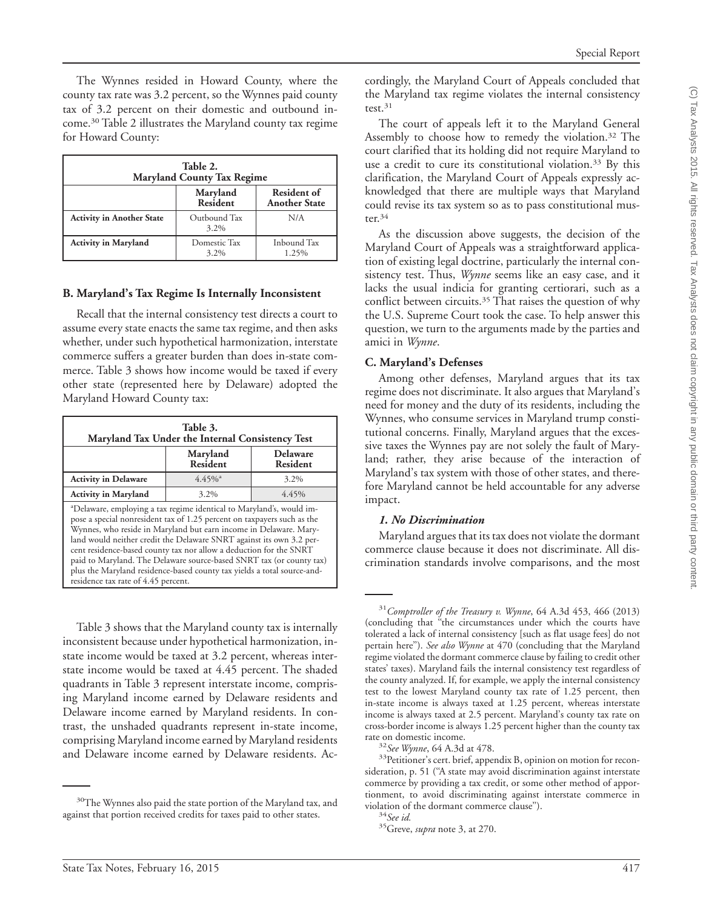The Wynnes resided in Howard County, where the county tax rate was 3.2 percent, so the Wynnes paid county tax of 3.2 percent on their domestic and outbound income.[30] Table 2 illustrates the Maryland county tax regime for Howard County:

**Table 2. Maryland County Tax Regime**

| | Maryland Resident | Resident of Another State |
|---|---|---|
| **Activity in Another State** | Outbound Tax 3.2% | N/A |
| **Activity in Maryland** | Domestic Tax 3.2% | Inbound Tax 1.25% |

### B. Maryland's Tax Regime Is Internally Inconsistent

Recall that the internal consistency test directs a court to assume every state enacts the same tax regime, and then asks whether, under such hypothetical harmonization, interstate commerce suffers a greater burden than does in-state commerce. Table 3 shows how income would be taxed if every other state (represented here by Delaware) adopted the Maryland Howard County tax:

**Table 3. Maryland Tax Under the Internal Consistency Test**

| | Maryland Resident | Delaware Resident |
|---|---|---|
| **Activity in Delaware** | 4.45%[a] | 3.2% |
| **Activity in Maryland** | 3.2% | 4.45% |

[a]Delaware, employing a tax regime identical to Maryland's, would impose a special nonresident tax of 1.25 percent on taxpayers such as the Wynnes, who reside in Maryland but earn income in Delaware. Maryland would neither credit the Delaware SNRT against its own 3.2 percent residence-based county tax nor allow a deduction for the SNRT paid to Maryland. The Delaware source-based SNRT tax (or county tax) plus the Maryland residence-based county tax yields a total source-and-residence tax rate of 4.45 percent.

Table 3 shows that the Maryland county tax is internally inconsistent because under hypothetical harmonization, in-state income would be taxed at 3.2 percent, whereas interstate income would be taxed at 4.45 percent. The shaded quadrants in Table 3 represent interstate income, comprising Maryland income earned by Delaware residents and Delaware income earned by Maryland residents. In contrast, the unshaded quadrants represent in-state income, comprising Maryland income earned by Maryland residents and Delaware income earned by Delaware residents. Accordingly, the Maryland Court of Appeals concluded that the Maryland tax regime violates the internal consistency test.[31]

The court of appeals left it to the Maryland General Assembly to choose how to remedy the violation.[32] The court clarified that its holding did not require Maryland to use a credit to cure its constitutional violation.[33] By this clarification, the Maryland Court of Appeals expressly acknowledged that there are multiple ways that Maryland could revise its tax system so as to pass constitutional muster.[34]

As the discussion above suggests, the decision of the Maryland Court of Appeals was a straightforward application of existing legal doctrine, particularly the internal consistency test. Thus, *Wynne* seems like an easy case, and it lacks the usual indicia for granting certiorari, such as a conflict between circuits.[35] That raises the question of why the U.S. Supreme Court took the case. To help answer this question, we turn to the arguments made by the parties and amici in *Wynne*.

### C. Maryland's Defenses

Among other defenses, Maryland argues that its tax regime does not discriminate. It also argues that Maryland's need for money and the duty of its residents, including the Wynnes, who consume services in Maryland trump constitutional concerns. Finally, Maryland argues that the excessive taxes the Wynnes pay are not solely the fault of Maryland; rather, they arise because of the interaction of Maryland's tax system with those of other states, and therefore Maryland cannot be held accountable for any adverse impact.

#### *1. No Discrimination*

Maryland argues that its tax does not violate the dormant commerce clause because it does not discriminate. All discrimination standards involve comparisons, and the most

---

[30]The Wynnes also paid the state portion of the Maryland tax, and against that portion received credits for taxes paid to other states.

[31]*Comptroller of the Treasury v. Wynne*, 64 A.3d 453, 466 (2013) (concluding that "the circumstances under which the courts have tolerated a lack of internal consistency [such as flat usage fees] do not pertain here"). *See also Wynne* at 470 (concluding that the Maryland regime violated the dormant commerce clause by failing to credit other states' taxes). Maryland fails the internal consistency test regardless of the county analyzed. If, for example, we apply the internal consistency test to the lowest Maryland county tax rate of 1.25 percent, then in-state income is always taxed at 1.25 percent, whereas interstate income is always taxed at 2.5 percent. Maryland's county tax rate on cross-border income is always 1.25 percent higher than the county tax rate on domestic income.

[32]*See Wynne*, 64 A.3d at 478.

[33]Petitioner's cert. brief, appendix B, opinion on motion for reconsideration, p. 51 ("A state may avoid discrimination against interstate commerce by providing a tax credit, or some other method of apportionment, to avoid discriminating against interstate commerce in violation of the dormant commerce clause").

[34]*See id.*

[35]Greve, *supra* note 3, at 270.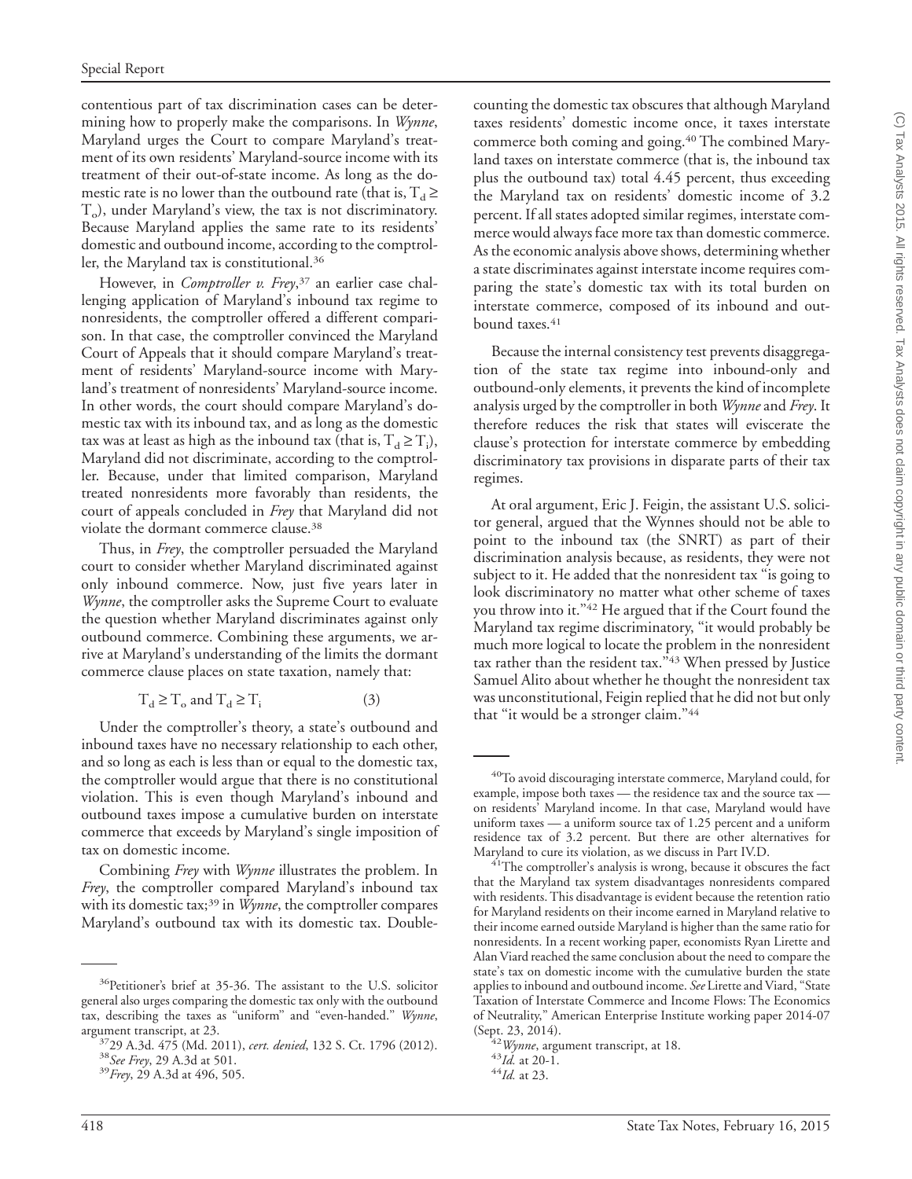contentious part of tax discrimination cases can be determining how to properly make the comparisons. In *Wynne*, Maryland urges the Court to compare Maryland's treatment of its own residents' Maryland-source income with its treatment of their out-of-state income. As long as the domestic rate is no lower than the outbound rate (that is, $T_d \geq T_o$), under Maryland's view, the tax is not discriminatory. Because Maryland applies the same rate to its residents' domestic and outbound income, according to the comptroller, the Maryland tax is constitutional.[36]

However, in *Comptroller v. Frey*,[37] an earlier case challenging application of Maryland's inbound tax regime to nonresidents, the comptroller offered a different comparison. In that case, the comptroller convinced the Maryland Court of Appeals that it should compare Maryland's treatment of residents' Maryland-source income with Maryland's treatment of nonresidents' Maryland-source income. In other words, the court should compare Maryland's domestic tax with its inbound tax, and as long as the domestic tax was at least as high as the inbound tax (that is, $T_d \geq T_i$), Maryland did not discriminate, according to the comptroller. Because, under that limited comparison, Maryland treated nonresidents more favorably than residents, the court of appeals concluded in *Frey* that Maryland did not violate the dormant commerce clause.[38]

Thus, in *Frey*, the comptroller persuaded the Maryland court to consider whether Maryland discriminated against only inbound commerce. Now, just five years later in *Wynne*, the comptroller asks the Supreme Court to evaluate the question whether Maryland discriminates against only outbound commerce. Combining these arguments, we arrive at Maryland's understanding of the limits the dormant commerce clause places on state taxation, namely that:

$$T_d \geq T_o \text{ and } T_d \geq T_i \qquad (3)$$

Under the comptroller's theory, a state's outbound and inbound taxes have no necessary relationship to each other, and so long as each is less than or equal to the domestic tax, the comptroller would argue that there is no constitutional violation. This is even though Maryland's inbound and outbound taxes impose a cumulative burden on interstate commerce that exceeds by Maryland's single imposition of tax on domestic income.

Combining *Frey* with *Wynne* illustrates the problem. In *Frey*, the comptroller compared Maryland's inbound tax with its domestic tax;[39] in *Wynne*, the comptroller compares Maryland's outbound tax with its domestic tax. Double-counting the domestic tax obscures that although Maryland taxes residents' domestic income once, it taxes interstate commerce both coming and going.[40] The combined Maryland taxes on interstate commerce (that is, the inbound tax plus the outbound tax) total 4.45 percent, thus exceeding the Maryland tax on residents' domestic income of 3.2 percent. If all states adopted similar regimes, interstate commerce would always face more tax than domestic commerce. As the economic analysis above shows, determining whether a state discriminates against interstate income requires comparing the state's domestic tax with its total burden on interstate commerce, composed of its inbound and outbound taxes.[41]

Because the internal consistency test prevents disaggregation of the state tax regime into inbound-only and outbound-only elements, it prevents the kind of incomplete analysis urged by the comptroller in both *Wynne* and *Frey*. It therefore reduces the risk that states will eviscerate the clause's protection for interstate commerce by embedding discriminatory tax provisions in disparate parts of their tax regimes.

At oral argument, Eric J. Feigin, the assistant U.S. solicitor general, argued that the Wynnes should not be able to point to the inbound tax (the SNRT) as part of their discrimination analysis because, as residents, they were not subject to it. He added that the nonresident tax "is going to look discriminatory no matter what other scheme of taxes you throw into it."[42] He argued that if the Court found the Maryland tax regime discriminatory, "it would probably be much more logical to locate the problem in the nonresident tax rather than the resident tax."[43] When pressed by Justice Samuel Alito about whether he thought the nonresident tax was unconstitutional, Feigin replied that he did not but only that "it would be a stronger claim."[44]

---

[36]Petitioner's brief at 35-36. The assistant to the U.S. solicitor general also urges comparing the domestic tax only with the outbound tax, describing the taxes as "uniform" and "even-handed." *Wynne*, argument transcript, at 23.

[37]29 A.3d. 475 (Md. 2011), *cert. denied*, 132 S. Ct. 1796 (2012).

[38]*See Frey*, 29 A.3d at 501.

[39]*Frey*, 29 A.3d at 496, 505.

[40]To avoid discouraging interstate commerce, Maryland could, for example, impose both taxes — the residence tax and the source tax — on residents' Maryland income. In that case, Maryland would have uniform taxes — a uniform source tax of 1.25 percent and a uniform residence tax of 3.2 percent. But there are other alternatives for Maryland to cure its violation, as we discuss in Part IV.D.

[41]The comptroller's analysis is wrong, because it obscures the fact that the Maryland tax system disadvantages nonresidents compared with residents. This disadvantage is evident because the retention ratio for Maryland residents on their income earned in Maryland relative to their income earned outside Maryland is higher than the same ratio for nonresidents. In a recent working paper, economists Ryan Lirette and Alan Viard reached the same conclusion about the need to compare the state's tax on domestic income with the cumulative burden the state applies to inbound and outbound income. *See* Lirette and Viard, "State Taxation of Interstate Commerce and Income Flows: The Economics of Neutrality," American Enterprise Institute working paper 2014-07 (Sept. 23, 2014).

[42]*Wynne*, argument transcript, at 18.

[43]*Id.* at 20-1.

[44]*Id.* at 23.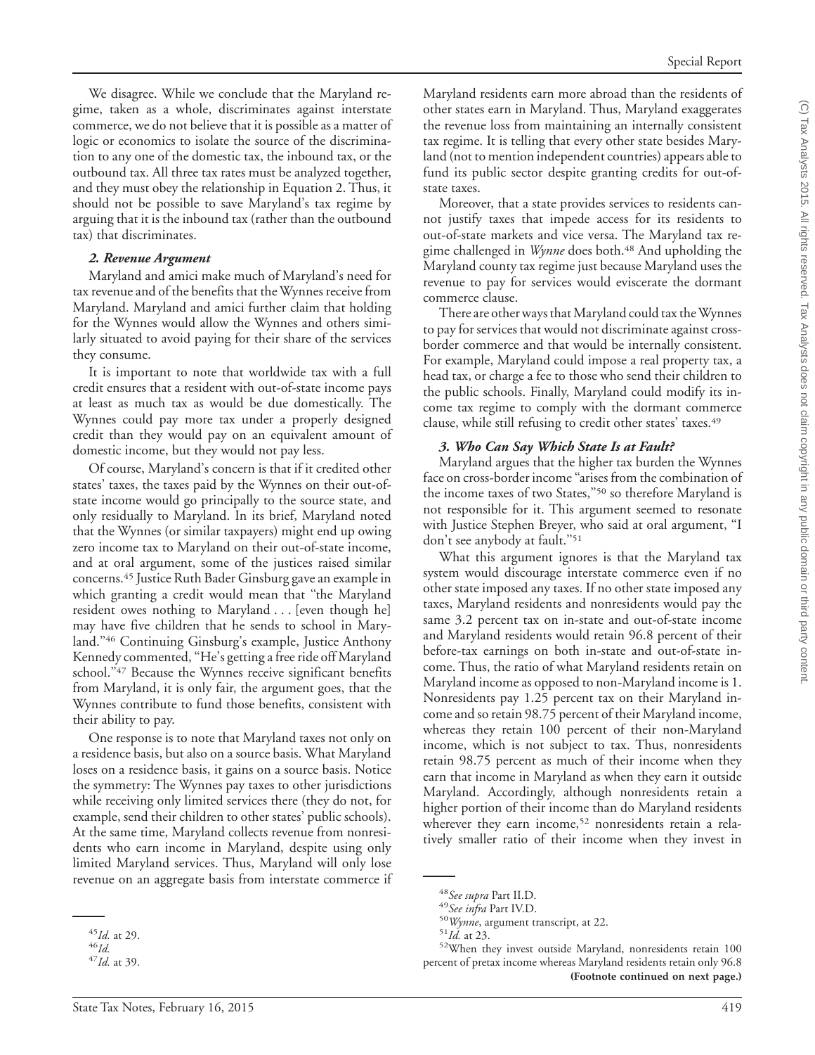We disagree. While we conclude that the Maryland regime, taken as a whole, discriminates against interstate commerce, we do not believe that it is possible as a matter of logic or economics to isolate the source of the discrimination to any one of the domestic tax, the inbound tax, or the outbound tax. All three tax rates must be analyzed together, and they must obey the relationship in Equation 2. Thus, it should not be possible to save Maryland's tax regime by arguing that it is the inbound tax (rather than the outbound tax) that discriminates.

#### *2. Revenue Argument*

Maryland and amici make much of Maryland's need for tax revenue and of the benefits that the Wynnes receive from Maryland. Maryland and amici further claim that holding for the Wynnes would allow the Wynnes and others similarly situated to avoid paying for their share of the services they consume.

It is important to note that worldwide tax with a full credit ensures that a resident with out-of-state income pays at least as much tax as would be due domestically. The Wynnes could pay more tax under a properly designed credit than they would pay on an equivalent amount of domestic income, but they would not pay less.

Of course, Maryland's concern is that if it credited other states' taxes, the taxes paid by the Wynnes on their out-of-state income would go principally to the source state, and only residually to Maryland. In its brief, Maryland noted that the Wynnes (or similar taxpayers) might end up owing zero income tax to Maryland on their out-of-state income, and at oral argument, some of the justices raised similar concerns.[45] Justice Ruth Bader Ginsburg gave an example in which granting a credit would mean that "the Maryland resident owes nothing to Maryland . . . [even though he] may have five children that he sends to school in Maryland."[46] Continuing Ginsburg's example, Justice Anthony Kennedy commented, "He's getting a free ride off Maryland school."[47] Because the Wynnes receive significant benefits from Maryland, it is only fair, the argument goes, that the Wynnes contribute to fund those benefits, consistent with their ability to pay.

One response is to note that Maryland taxes not only on a residence basis, but also on a source basis. What Maryland loses on a residence basis, it gains on a source basis. Notice the symmetry: The Wynnes pay taxes to other jurisdictions while receiving only limited services there (they do not, for example, send their children to other states' public schools). At the same time, Maryland collects revenue from nonresidents who earn income in Maryland, despite using only limited Maryland services. Thus, Maryland will only lose revenue on an aggregate basis from interstate commerce if Maryland residents earn more abroad than the residents of other states earn in Maryland. Thus, Maryland exaggerates the revenue loss from maintaining an internally consistent tax regime. It is telling that every other state besides Maryland (not to mention independent countries) appears able to fund its public sector despite granting credits for out-of-state taxes.

Moreover, that a state provides services to residents cannot justify taxes that impede access for its residents to out-of-state markets and vice versa. The Maryland tax regime challenged in *Wynne* does both.[48] And upholding the Maryland county tax regime just because Maryland uses the revenue to pay for services would eviscerate the dormant commerce clause.

There are other ways that Maryland could tax the Wynnes to pay for services that would not discriminate against cross-border commerce and that would be internally consistent. For example, Maryland could impose a real property tax, a head tax, or charge a fee to those who send their children to the public schools. Finally, Maryland could modify its income tax regime to comply with the dormant commerce clause, while still refusing to credit other states' taxes.[49]

#### *3. Who Can Say Which State Is at Fault?*

Maryland argues that the higher tax burden the Wynnes face on cross-border income "arises from the combination of the income taxes of two States,"[50] so therefore Maryland is not responsible for it. This argument seemed to resonate with Justice Stephen Breyer, who said at oral argument, "I don't see anybody at fault."[51]

What this argument ignores is that the Maryland tax system would discourage interstate commerce even if no other state imposed any taxes. If no other state imposed any taxes, Maryland residents and nonresidents would pay the same 3.2 percent tax on in-state and out-of-state income and Maryland residents would retain 96.8 percent of their before-tax earnings on both in-state and out-of-state income. Thus, the ratio of what Maryland residents retain on Maryland income as opposed to non-Maryland income is 1. Nonresidents pay 1.25 percent tax on their Maryland income and so retain 98.75 percent of their Maryland income, whereas they retain 100 percent of their non-Maryland income, which is not subject to tax. Thus, nonresidents retain 98.75 percent as much of their income when they earn that income in Maryland as when they earn it outside Maryland. Accordingly, although nonresidents retain a higher portion of their income than do Maryland residents wherever they earn income,[52] nonresidents retain a relatively smaller ratio of their income when they invest in

---

[45] *Id.* at 29.

[46] *Id.*

[47] *Id.* at 39.

[48] *See supra* Part II.D.

[49] *See infra* Part IV.D.

[50] *Wynne*, argument transcript, at 22.

[51] *Id.* at 23.

[52] When they invest outside Maryland, nonresidents retain 100 percent of pretax income whereas Maryland residents retain only 96.8

**(Footnote continued on next page.)**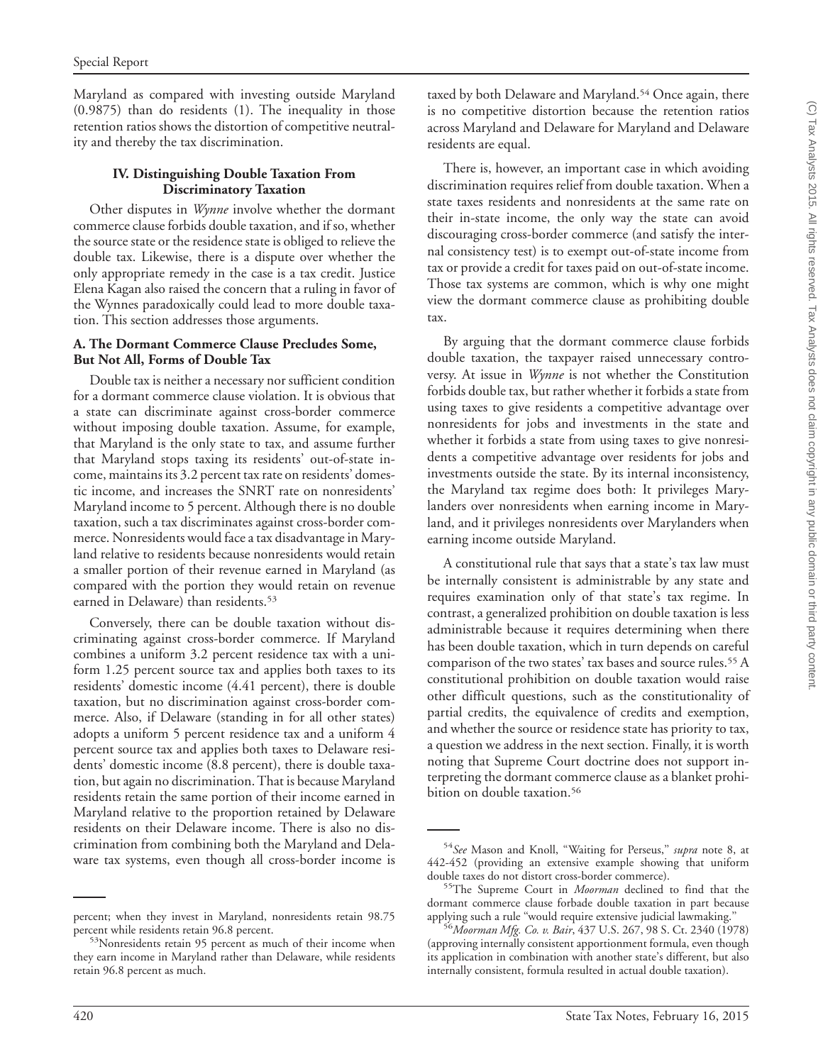Maryland as compared with investing outside Maryland (0.9875) than do residents (1). The inequality in those retention ratios shows the distortion of competitive neutrality and thereby the tax discrimination.

## IV. Distinguishing Double Taxation From Discriminatory Taxation

Other disputes in *Wynne* involve whether the dormant commerce clause forbids double taxation, and if so, whether the source state or the residence state is obliged to relieve the double tax. Likewise, there is a dispute over whether the only appropriate remedy in the case is a tax credit. Justice Elena Kagan also raised the concern that a ruling in favor of the Wynnes paradoxically could lead to more double taxation. This section addresses those arguments.

### A. The Dormant Commerce Clause Precludes Some, But Not All, Forms of Double Tax

Double tax is neither a necessary nor sufficient condition for a dormant commerce clause violation. It is obvious that a state can discriminate against cross-border commerce without imposing double taxation. Assume, for example, that Maryland is the only state to tax, and assume further that Maryland stops taxing its residents' out-of-state income, maintains its 3.2 percent tax rate on residents' domestic income, and increases the SNRT rate on nonresidents' Maryland income to 5 percent. Although there is no double taxation, such a tax discriminates against cross-border commerce. Nonresidents would face a tax disadvantage in Maryland relative to residents because nonresidents would retain a smaller portion of their revenue earned in Maryland (as compared with the portion they would retain on revenue earned in Delaware) than residents.[53]

Conversely, there can be double taxation without discriminating against cross-border commerce. If Maryland combines a uniform 3.2 percent residence tax with a uniform 1.25 percent source tax and applies both taxes to its residents' domestic income (4.41 percent), there is double taxation, but no discrimination against cross-border commerce. Also, if Delaware (standing in for all other states) adopts a uniform 5 percent residence tax and a uniform 4 percent source tax and applies both taxes to Delaware residents' domestic income (8.8 percent), there is double taxation, but again no discrimination. That is because Maryland residents retain the same portion of their income earned in Maryland relative to the proportion retained by Delaware residents on their Delaware income. There is also no discrimination from combining both the Maryland and Delaware tax systems, even though all cross-border income is taxed by both Delaware and Maryland.[54] Once again, there is no competitive distortion because the retention ratios across Maryland and Delaware for Maryland and Delaware residents are equal.

There is, however, an important case in which avoiding discrimination requires relief from double taxation. When a state taxes residents and nonresidents at the same rate on their in-state income, the only way the state can avoid discouraging cross-border commerce (and satisfy the internal consistency test) is to exempt out-of-state income from tax or provide a credit for taxes paid on out-of-state income. Those tax systems are common, which is why one might view the dormant commerce clause as prohibiting double tax.

By arguing that the dormant commerce clause forbids double taxation, the taxpayer raised unnecessary controversy. At issue in *Wynne* is not whether the Constitution forbids double tax, but rather whether it forbids a state from using taxes to give residents a competitive advantage over nonresidents for jobs and investments in the state and whether it forbids a state from using taxes to give nonresidents a competitive advantage over residents for jobs and investments outside the state. By its internal inconsistency, the Maryland tax regime does both: It privileges Marylanders over nonresidents when earning income in Maryland, and it privileges nonresidents over Marylanders when earning income outside Maryland.

A constitutional rule that says that a state's tax law must be internally consistent is administrable by any state and requires examination only of that state's tax regime. In contrast, a generalized prohibition on double taxation is less administrable because it requires determining when there has been double taxation, which in turn depends on careful comparison of the two states' tax bases and source rules.[55] A constitutional prohibition on double taxation would raise other difficult questions, such as the constitutionality of partial credits, the equivalence of credits and exemption, and whether the source or residence state has priority to tax, a question we address in the next section. Finally, it is worth noting that Supreme Court doctrine does not support interpreting the dormant commerce clause as a blanket prohibition on double taxation.[56]

---

percent; when they invest in Maryland, nonresidents retain 98.75 percent while residents retain 96.8 percent.

[53] Nonresidents retain 95 percent as much of their income when they earn income in Maryland rather than Delaware, while residents retain 96.8 percent as much.

[54] *See* Mason and Knoll, "Waiting for Perseus," *supra* note 8, at 442-452 (providing an extensive example showing that uniform double taxes do not distort cross-border commerce).

[55] The Supreme Court in *Moorman* declined to find that the dormant commerce clause forbade double taxation in part because applying such a rule "would require extensive judicial lawmaking."

[56] *Moorman Mfg. Co. v. Bair*, 437 U.S. 267, 98 S. Ct. 2340 (1978) (approving internally consistent apportionment formula, even though its application in combination with another state's different, but also internally consistent, formula resulted in actual double taxation).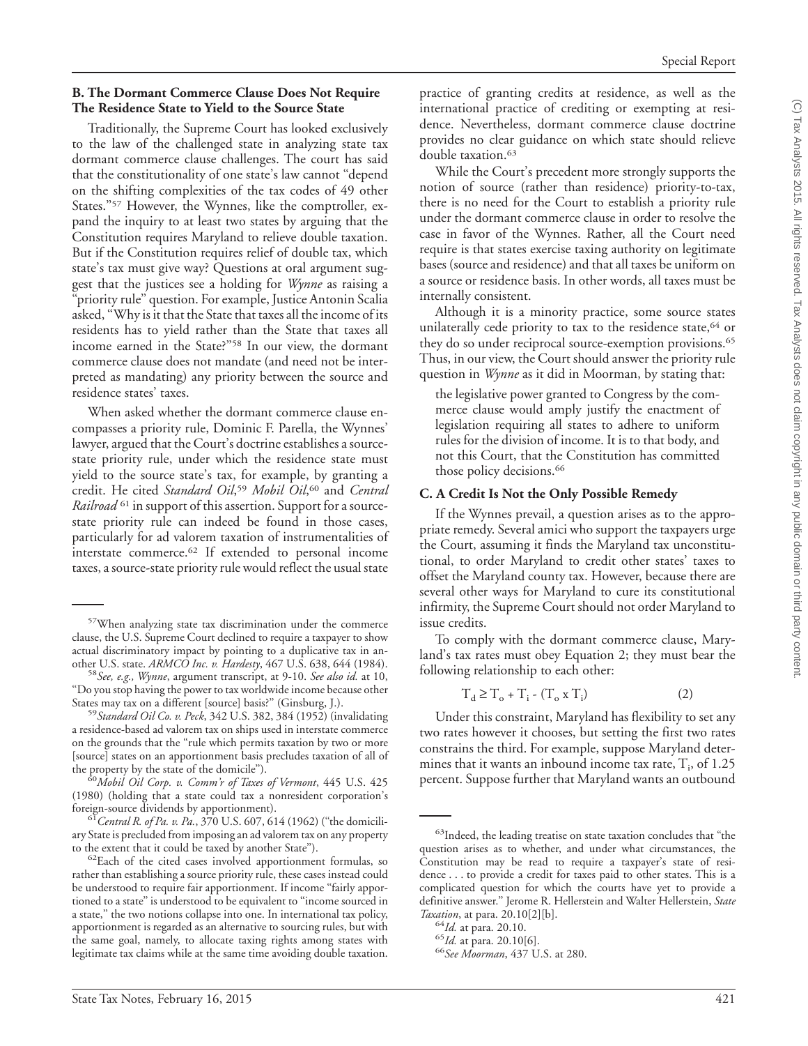### B. The Dormant Commerce Clause Does Not Require The Residence State to Yield to the Source State

Traditionally, the Supreme Court has looked exclusively to the law of the challenged state in analyzing state tax dormant commerce clause challenges. The court has said that the constitutionality of one state's law cannot "depend on the shifting complexities of the tax codes of 49 other States."[57] However, the Wynnes, like the comptroller, expand the inquiry to at least two states by arguing that the Constitution requires Maryland to relieve double taxation. But if the Constitution requires relief of double tax, which state's tax must give way? Questions at oral argument suggest that the justices see a holding for *Wynne* as raising a "priority rule" question. For example, Justice Antonin Scalia asked, "Why is it that the State that taxes all the income of its residents has to yield rather than the State that taxes all income earned in the State?"[58] In our view, the dormant commerce clause does not mandate (and need not be interpreted as mandating) any priority between the source and residence states' taxes.

When asked whether the dormant commerce clause encompasses a priority rule, Dominic F. Parella, the Wynnes' lawyer, argued that the Court's doctrine establishes a source-state priority rule, under which the residence state must yield to the source state's tax, for example, by granting a credit. He cited *Standard Oil*,[59] *Mobil Oil*,[60] and *Central Railroad*[61] in support of this assertion. Support for a source-state priority rule can indeed be found in those cases, particularly for ad valorem taxation of instrumentalities of interstate commerce.[62] If extended to personal income taxes, a source-state priority rule would reflect the usual state practice of granting credits at residence, as well as the international practice of crediting or exempting at residence. Nevertheless, dormant commerce clause doctrine provides no clear guidance on which state should relieve double taxation.[63]

While the Court's precedent more strongly supports the notion of source (rather than residence) priority-to-tax, there is no need for the Court to establish a priority rule under the dormant commerce clause in order to resolve the case in favor of the Wynnes. Rather, all the Court need require is that states exercise taxing authority on legitimate bases (source and residence) and that all taxes be uniform on a source or residence basis. In other words, all taxes must be internally consistent.

Although it is a minority practice, some source states unilaterally cede priority to tax to the residence state,[64] or they do so under reciprocal source-exemption provisions.[65] Thus, in our view, the Court should answer the priority rule question in *Wynne* as it did in Moorman, by stating that:

> the legislative power granted to Congress by the commerce clause would amply justify the enactment of legislation requiring all states to adhere to uniform rules for the division of income. It is to that body, and not this Court, that the Constitution has committed those policy decisions.[66]

### C. A Credit Is Not the Only Possible Remedy

If the Wynnes prevail, a question arises as to the appropriate remedy. Several amici who support the taxpayers urge the Court, assuming it finds the Maryland tax unconstitutional, to order Maryland to credit other states' taxes to offset the Maryland county tax. However, because there are several other ways for Maryland to cure its constitutional infirmity, the Supreme Court should not order Maryland to issue credits.

To comply with the dormant commerce clause, Maryland's tax rates must obey Equation 2; they must bear the following relationship to each other:

$$T_d \geq T_o + T_i - (T_o \times T_i) \qquad (2)$$

Under this constraint, Maryland has flexibility to set any two rates however it chooses, but setting the first two rates constrains the third. For example, suppose Maryland determines that it wants an inbound income tax rate, $T_i$, of 1.25 percent. Suppose further that Maryland wants an outbound

---

[57] When analyzing state tax discrimination under the commerce clause, the U.S. Supreme Court declined to require a taxpayer to show actual discriminatory impact by pointing to a duplicative tax in another U.S. state. *ARMCO Inc. v. Hardesty*, 467 U.S. 638, 644 (1984).

[58] *See, e.g., Wynne*, argument transcript, at 9-10. *See also id.* at 10, "Do you stop having the power to tax worldwide income because other States may tax on a different [source] basis?" (Ginsburg, J.).

[59] *Standard Oil Co. v. Peck*, 342 U.S. 382, 384 (1952) (invalidating a residence-based ad valorem tax on ships used in interstate commerce on the grounds that the "rule which permits taxation by two or more [source] states on an apportionment basis precludes taxation of all of the property by the state of the domicile").

[60] *Mobil Oil Corp. v. Comm'r of Taxes of Vermont*, 445 U.S. 425 (1980) (holding that a state could tax a nonresident corporation's foreign-source dividends by apportionment).

[61] *Central R. of Pa. v. Pa.*, 370 U.S. 607, 614 (1962) ("the domiciliary State is precluded from imposing an ad valorem tax on any property to the extent that it could be taxed by another State").

[62] Each of the cited cases involved apportionment formulas, so rather than establishing a source priority rule, these cases instead could be understood to require fair apportionment. If income "fairly apportioned to a state" is understood to be equivalent to "income sourced in a state," the two notions collapse into one. In international tax policy, apportionment is regarded as an alternative to sourcing rules, but with the same goal, namely, to allocate taxing rights among states with legitimate tax claims while at the same time avoiding double taxation.

[63] Indeed, the leading treatise on state taxation concludes that "the question arises as to whether, and under what circumstances, the Constitution may be read to require a taxpayer's state of residence . . . to provide a credit for taxes paid to other states. This is a complicated question for which the courts have yet to provide a definitive answer." Jerome R. Hellerstein and Walter Hellerstein, *State Taxation*, at para. 20.10[2][b].

[64] *Id.* at para. 20.10.

[65] *Id.* at para. 20.10[6].

[66] *See Moorman*, 437 U.S. at 280.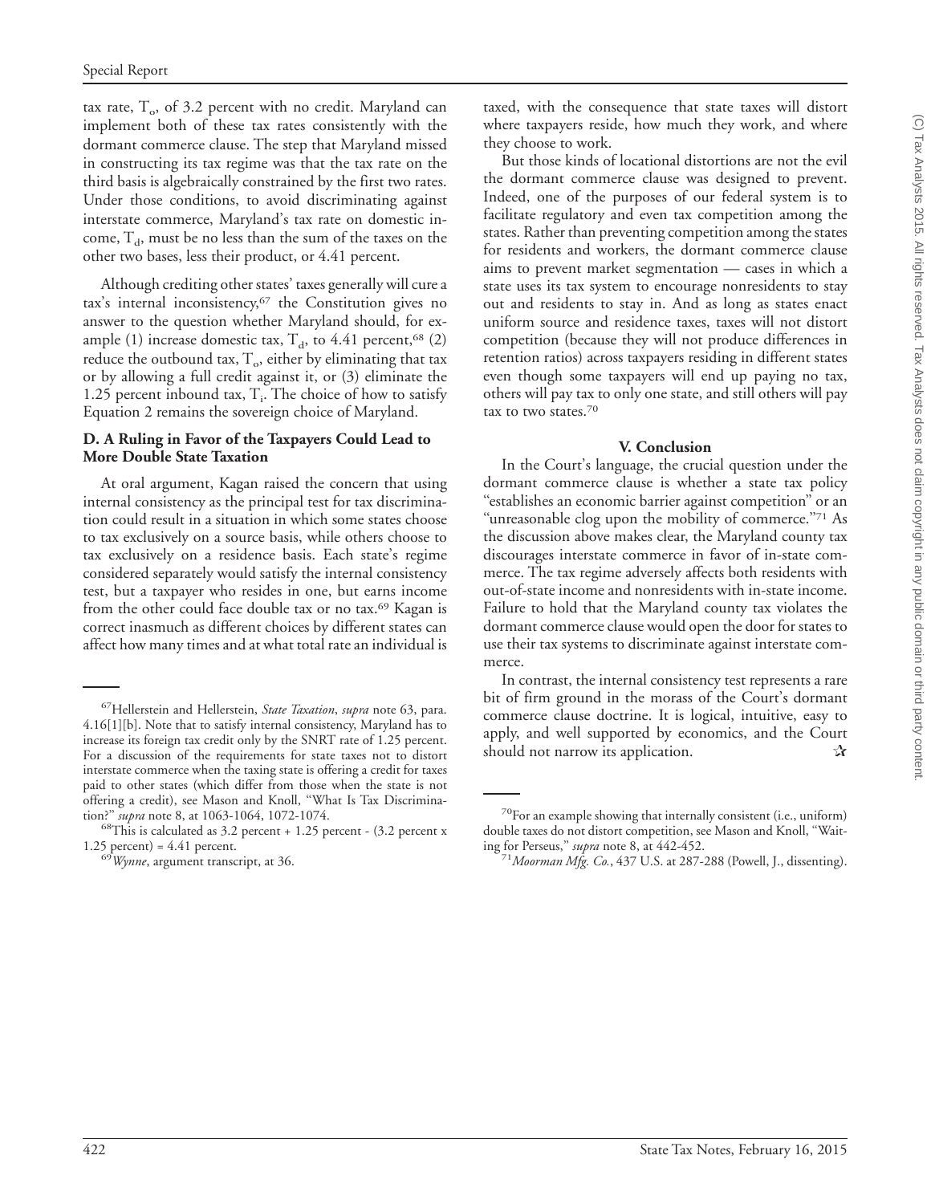tax rate, $T_o$, of 3.2 percent with no credit. Maryland can implement both of these tax rates consistently with the dormant commerce clause. The step that Maryland missed in constructing its tax regime was that the tax rate on the third basis is algebraically constrained by the first two rates. Under those conditions, to avoid discriminating against interstate commerce, Maryland's tax rate on domestic income, $T_d$, must be no less than the sum of the taxes on the other two bases, less their product, or 4.41 percent.

Although crediting other states' taxes generally will cure a tax's internal inconsistency,[67] the Constitution gives no answer to the question whether Maryland should, for example (1) increase domestic tax, $T_d$, to 4.41 percent,[68] (2) reduce the outbound tax, $T_o$, either by eliminating that tax or by allowing a full credit against it, or (3) eliminate the 1.25 percent inbound tax, $T_i$. The choice of how to satisfy Equation 2 remains the sovereign choice of Maryland.

### D. A Ruling in Favor of the Taxpayers Could Lead to More Double State Taxation

At oral argument, Kagan raised the concern that using internal consistency as the principal test for tax discrimination could result in a situation in which some states choose to tax exclusively on a source basis, while others choose to tax exclusively on a residence basis. Each state's regime considered separately would satisfy the internal consistency test, but a taxpayer who resides in one, but earns income from the other could face double tax or no tax.[69] Kagan is correct inasmuch as different choices by different states can affect how many times and at what total rate an individual is taxed, with the consequence that state taxes will distort where taxpayers reside, how much they work, and where they choose to work.

But those kinds of locational distortions are not the evil the dormant commerce clause was designed to prevent. Indeed, one of the purposes of our federal system is to facilitate regulatory and even tax competition among the states. Rather than preventing competition among the states for residents and workers, the dormant commerce clause aims to prevent market segmentation — cases in which a state uses its tax system to encourage nonresidents to stay out and residents to stay in. And as long as states enact uniform source and residence taxes, taxes will not distort competition (because they will not produce differences in retention ratios) across taxpayers residing in different states even though some taxpayers will end up paying no tax, others will pay tax to only one state, and still others will pay tax to two states.[70]

## V. Conclusion

In the Court's language, the crucial question under the dormant commerce clause is whether a state tax policy "establishes an economic barrier against competition" or an "unreasonable clog upon the mobility of commerce."[71] As the discussion above makes clear, the Maryland county tax discourages interstate commerce in favor of in-state commerce. The tax regime adversely affects both residents with out-of-state income and nonresidents with in-state income. Failure to hold that the Maryland county tax violates the dormant commerce clause would open the door for states to use their tax systems to discriminate against interstate commerce.

In contrast, the internal consistency test represents a rare bit of firm ground in the morass of the Court's dormant commerce clause doctrine. It is logical, intuitive, easy to apply, and well supported by economics, and the Court should not narrow its application. ☆

---

[67] Hellerstein and Hellerstein, *State Taxation*, *supra* note 63, para. 4.16[1][b]. Note that to satisfy internal consistency, Maryland has to increase its foreign tax credit only by the SNRT rate of 1.25 percent. For a discussion of the requirements for state taxes not to distort interstate commerce when the taxing state is offering a credit for taxes paid to other states (which differ from those when the state is not offering a credit), see Mason and Knoll, "What Is Tax Discrimination?" *supra* note 8, at 1063-1064, 1072-1074.

[68] This is calculated as 3.2 percent + 1.25 percent - (3.2 percent x 1.25 percent) = 4.41 percent.

[69] *Wynne*, argument transcript, at 36.

[70] For an example showing that internally consistent (i.e., uniform) double taxes do not distort competition, see Mason and Knoll, "Waiting for Perseus," *supra* note 8, at 442-452.

[71] *Moorman Mfg. Co.*, 437 U.S. at 287-288 (Powell, J., dissenting).